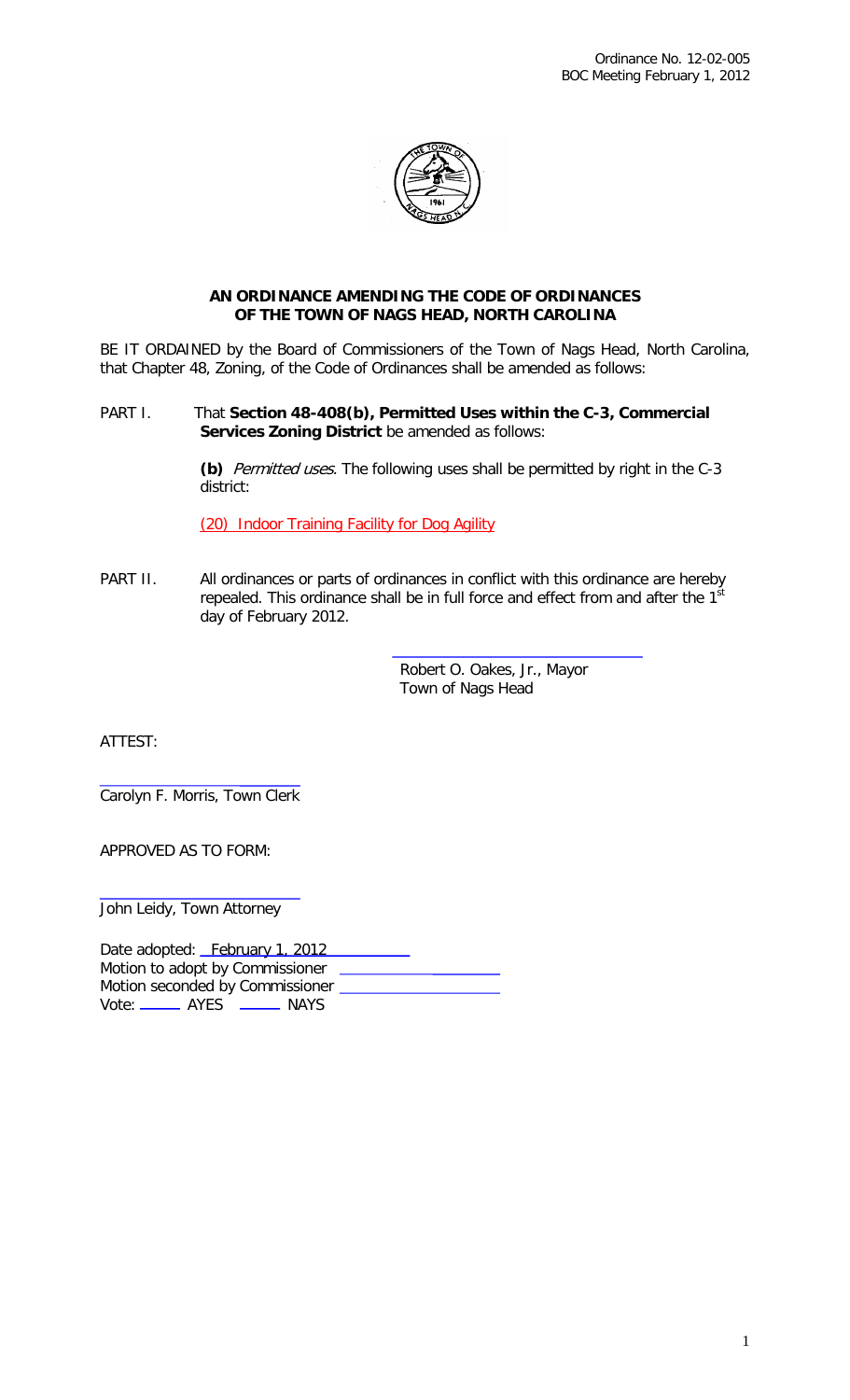Ordinance No. 12-02-005
BOC Meeting February 1, 2012

**AN ORDINANCE AMENDING THE CODE OF ORDINANCES OF THE TOWN OF NAGS HEAD, NORTH CAROLINA**

BE IT ORDAINED by the Board of Commissioners of the Town of Nags Head, North Carolina, that Chapter 48, Zoning, of the Code of Ordinances shall be amended as follows:

PART I. That **Section 48-408(b), Permitted Uses within the C-3, Commercial Services Zoning District** be amended as follows:

> **(b)** *Permitted uses.* The following uses shall be permitted by right in the C-3 district:
>
> (20) Indoor Training Facility for Dog Agility

PART II. All ordinances or parts of ordinances in conflict with this ordinance are hereby repealed. This ordinance shall be in full force and effect from and after the 1st day of February 2012.

\_\_\_\_\_\_\_\_\_\_\_\_\_\_\_\_\_\_\_\_\_\_\_\_\_\_\_\_\_\_
Robert O. Oakes, Jr., Mayor
Town of Nags Head

ATTEST:

\_\_\_\_\_\_\_\_\_\_\_\_\_\_\_\_\_\_\_\_\_\_\_\_
Carolyn F. Morris, Town Clerk

APPROVED AS TO FORM:

\_\_\_\_\_\_\_\_\_\_\_\_\_\_\_\_\_\_\_\_\_\_\_\_
John Leidy, Town Attorney

Date adopted: February 1, 2012
Motion to adopt by Commissioner \_\_\_\_\_\_\_\_\_\_\_\_\_\_\_\_\_\_\_\_
Motion seconded by Commissioner \_\_\_\_\_\_\_\_\_\_\_\_\_\_\_\_\_\_\_\_
Vote: \_\_\_\_\_ AYES \_\_\_\_\_ NAYS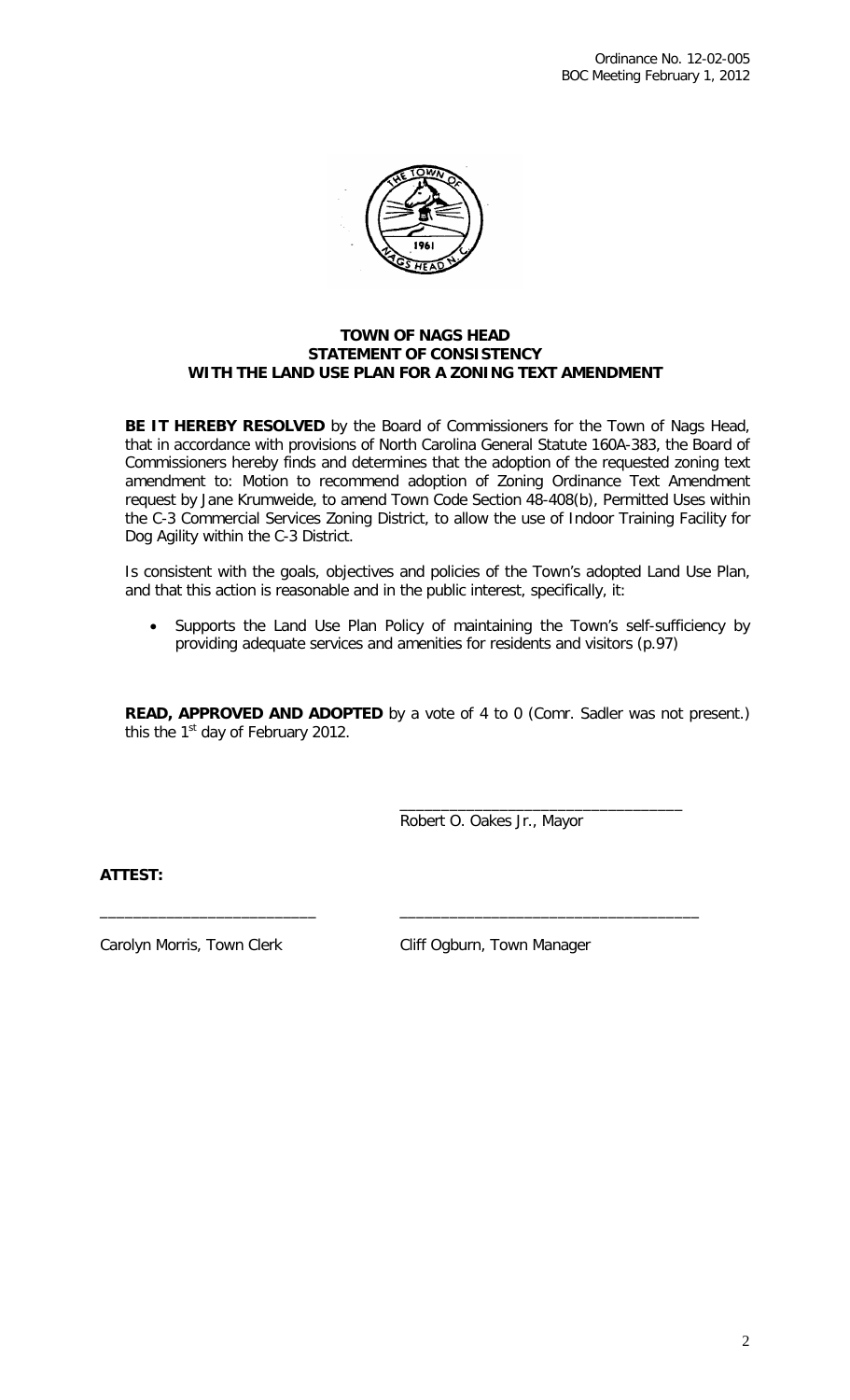Ordinance No. 12-02-005
BOC Meeting February 1, 2012

**TOWN OF NAGS HEAD**
**STATEMENT OF CONSISTENCY**
**WITH THE LAND USE PLAN FOR A ZONING TEXT AMENDMENT**

**BE IT HEREBY RESOLVED** by the Board of Commissioners for the Town of Nags Head, that in accordance with provisions of North Carolina General Statute 160A-383, the Board of Commissioners hereby finds and determines that the adoption of the requested zoning text amendment to: Motion to recommend adoption of Zoning Ordinance Text Amendment request by Jane Krumweide, to amend Town Code Section 48-408(b), Permitted Uses within the C-3 Commercial Services Zoning District, to allow the use of Indoor Training Facility for Dog Agility within the C-3 District.

Is consistent with the goals, objectives and policies of the Town's adopted Land Use Plan, and that this action is reasonable and in the public interest, specifically, it:

- Supports the Land Use Plan Policy of maintaining the Town's self-sufficiency by providing adequate services and amenities for residents and visitors (p.97)

**READ, APPROVED AND ADOPTED** by a vote of 4 to 0 (Comr. Sadler was not present.) this the 1st day of February 2012.

\_\_\_\_\_\_\_\_\_\_\_\_\_\_\_\_\_\_\_\_\_\_\_\_\_\_\_\_\_\_\_\_
Robert O. Oakes Jr., Mayor

**ATTEST:**

\_\_\_\_\_\_\_\_\_\_\_\_\_\_\_\_\_\_\_\_\_\_\_\_\_\_
Carolyn Morris, Town Clerk

\_\_\_\_\_\_\_\_\_\_\_\_\_\_\_\_\_\_\_\_\_\_\_\_\_\_\_\_\_\_\_\_
Cliff Ogburn, Town Manager